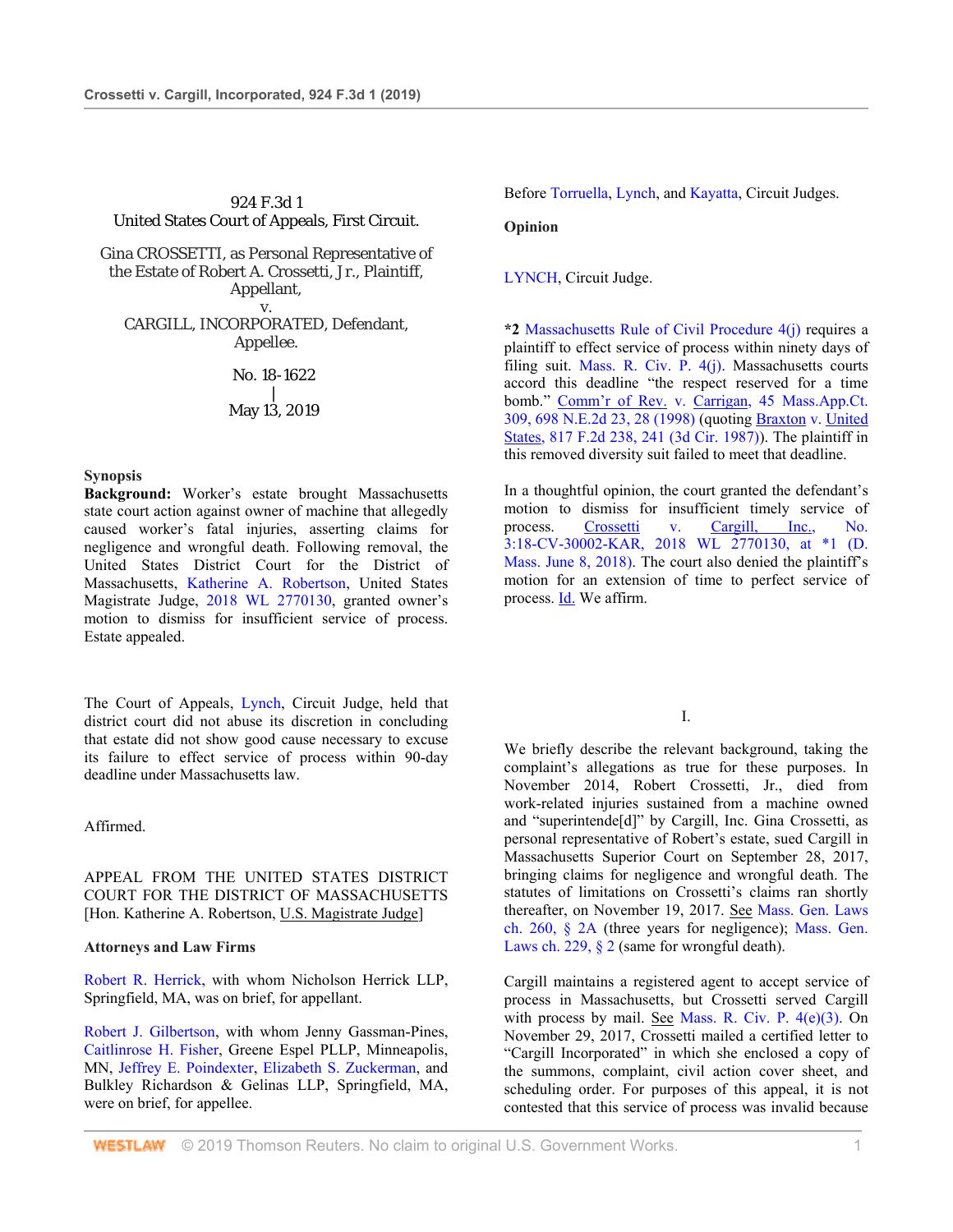924 F.3d 1
United States Court of Appeals, First Circuit.

Gina CROSSETTI, as Personal Representative of the Estate of Robert A. Crossetti, Jr., Plaintiff, Appellant,
v.
CARGILL, INCORPORATED, Defendant, Appellee.

No. 18-1622
|
May 13, 2019

**Synopsis**

**Background:** Worker's estate brought Massachusetts state court action against owner of machine that allegedly caused worker's fatal injuries, asserting claims for negligence and wrongful death. Following removal, the United States District Court for the District of Massachusetts, Katherine A. Robertson, United States Magistrate Judge, 2018 WL 2770130, granted owner's motion to dismiss for insufficient service of process. Estate appealed.

The Court of Appeals, Lynch, Circuit Judge, held that district court did not abuse its discretion in concluding that estate did not show good cause necessary to excuse its failure to effect service of process within 90-day deadline under Massachusetts law.

Affirmed.

APPEAL FROM THE UNITED STATES DISTRICT COURT FOR THE DISTRICT OF MASSACHUSETTS [Hon. Katherine A. Robertson, U.S. Magistrate Judge]

**Attorneys and Law Firms**

Robert R. Herrick, with whom Nicholson Herrick LLP, Springfield, MA, was on brief, for appellant.

Robert J. Gilbertson, with whom Jenny Gassman-Pines, Caitlinrose H. Fisher, Greene Espel PLLP, Minneapolis, MN, Jeffrey E. Poindexter, Elizabeth S. Zuckerman, and Bulkley Richardson & Gelinas LLP, Springfield, MA, were on brief, for appellee.

Before Torruella, Lynch, and Kayatta, Circuit Judges.

**Opinion**

LYNCH, Circuit Judge.

**\*2** Massachusetts Rule of Civil Procedure 4(j) requires a plaintiff to effect service of process within ninety days of filing suit. Mass. R. Civ. P. 4(j). Massachusetts courts accord this deadline "the respect reserved for a time bomb." Comm'r of Rev. v. Carrigan, 45 Mass.App.Ct. 309, 698 N.E.2d 23, 28 (1998) (quoting Braxton v. United States, 817 F.2d 238, 241 (3d Cir. 1987)). The plaintiff in this removed diversity suit failed to meet that deadline.

In a thoughtful opinion, the court granted the defendant's motion to dismiss for insufficient timely service of process. Crossetti v. Cargill, Inc., No. 3:18-CV-30002-KAR, 2018 WL 2770130, at \*1 (D. Mass. June 8, 2018). The court also denied the plaintiff's motion for an extension of time to perfect service of process. Id. We affirm.

## I.

We briefly describe the relevant background, taking the complaint's allegations as true for these purposes. In November 2014, Robert Crossetti, Jr., died from work-related injuries sustained from a machine owned and "superintende[d]" by Cargill, Inc. Gina Crossetti, as personal representative of Robert's estate, sued Cargill in Massachusetts Superior Court on September 28, 2017, bringing claims for negligence and wrongful death. The statutes of limitations on Crossetti's claims ran shortly thereafter, on November 19, 2017. See Mass. Gen. Laws ch. 260, § 2A (three years for negligence); Mass. Gen. Laws ch. 229, § 2 (same for wrongful death).

Cargill maintains a registered agent to accept service of process in Massachusetts, but Crossetti served Cargill with process by mail. See Mass. R. Civ. P. 4(e)(3). On November 29, 2017, Crossetti mailed a certified letter to "Cargill Incorporated" in which she enclosed a copy of the summons, complaint, civil action cover sheet, and scheduling order. For purposes of this appeal, it is not contested that this service of process was invalid because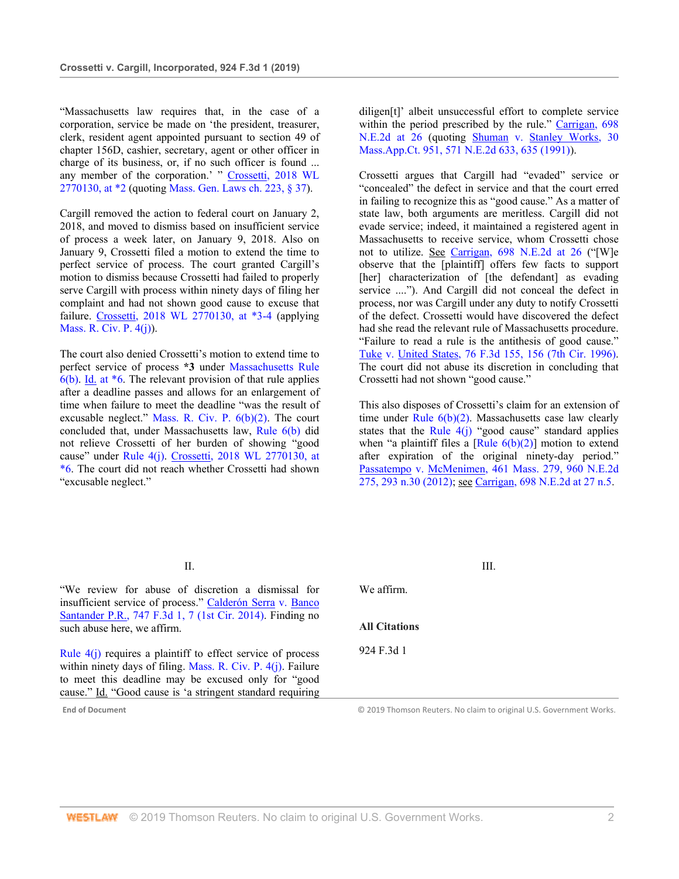"Massachusetts law requires that, in the case of a corporation, service be made on 'the president, treasurer, clerk, resident agent appointed pursuant to section 49 of chapter 156D, cashier, secretary, agent or other officer in charge of its business, or, if no such officer is found ... any member of the corporation.' " Crossetti, 2018 WL 2770130, at *2 (quoting Mass. Gen. Laws ch. 223, § 37).

Cargill removed the action to federal court on January 2, 2018, and moved to dismiss based on insufficient service of process a week later, on January 9, 2018. Also on January 9, Crossetti filed a motion to extend the time to perfect service of process. The court granted Cargill's motion to dismiss because Crossetti had failed to properly serve Cargill with process within ninety days of filing her complaint and had not shown good cause to excuse that failure. Crossetti, 2018 WL 2770130, at *3-4 (applying Mass. R. Civ. P. 4(j)).

The court also denied Crossetti's motion to extend time to perfect service of process **\*3** under Massachusetts Rule 6(b). Id. at *6. The relevant provision of that rule applies after a deadline passes and allows for an enlargement of time when failure to meet the deadline "was the result of excusable neglect." Mass. R. Civ. P. 6(b)(2). The court concluded that, under Massachusetts law, Rule 6(b) did not relieve Crossetti of her burden of showing "good cause" under Rule 4(j). Crossetti, 2018 WL 2770130, at *6. The court did not reach whether Crossetti had shown "excusable neglect."

## II.

"We review for abuse of discretion a dismissal for insufficient service of process." Calderón Serra v. Banco Santander P.R., 747 F.3d 1, 7 (1st Cir. 2014). Finding no such abuse here, we affirm.

Rule 4(j) requires a plaintiff to effect service of process within ninety days of filing. Mass. R. Civ. P. 4(j). Failure to meet this deadline may be excused only for "good cause." Id. "Good cause is 'a stringent standard requiring diligen[t]' albeit unsuccessful effort to complete service within the period prescribed by the rule." Carrigan, 698 N.E.2d at 26 (quoting Shuman v. Stanley Works, 30 Mass.App.Ct. 951, 571 N.E.2d 633, 635 (1991)).

Crossetti argues that Cargill had "evaded" service or "concealed" the defect in service and that the court erred in failing to recognize this as "good cause." As a matter of state law, both arguments are meritless. Cargill did not evade service; indeed, it maintained a registered agent in Massachusetts to receive service, whom Crossetti chose not to utilize. See Carrigan, 698 N.E.2d at 26 ("[W]e observe that the [plaintiff] offers few facts to support [her] characterization of [the defendant] as evading service ...."). And Cargill did not conceal the defect in process, nor was Cargill under any duty to notify Crossetti of the defect. Crossetti would have discovered the defect had she read the relevant rule of Massachusetts procedure. "Failure to read a rule is the antithesis of good cause." Tuke v. United States, 76 F.3d 155, 156 (7th Cir. 1996). The court did not abuse its discretion in concluding that Crossetti had not shown "good cause."

This also disposes of Crossetti's claim for an extension of time under Rule 6(b)(2). Massachusetts case law clearly states that the Rule 4(j) "good cause" standard applies when "a plaintiff files a [Rule 6(b)(2)] motion to extend after expiration of the original ninety-day period." Passatempo v. McMenimen, 461 Mass. 279, 960 N.E.2d 275, 293 n.30 (2012); see Carrigan, 698 N.E.2d at 27 n.5.

## III.

We affirm.

### All Citations

924 F.3d 1

End of Document

© 2019 Thomson Reuters. No claim to original U.S. Government Works.